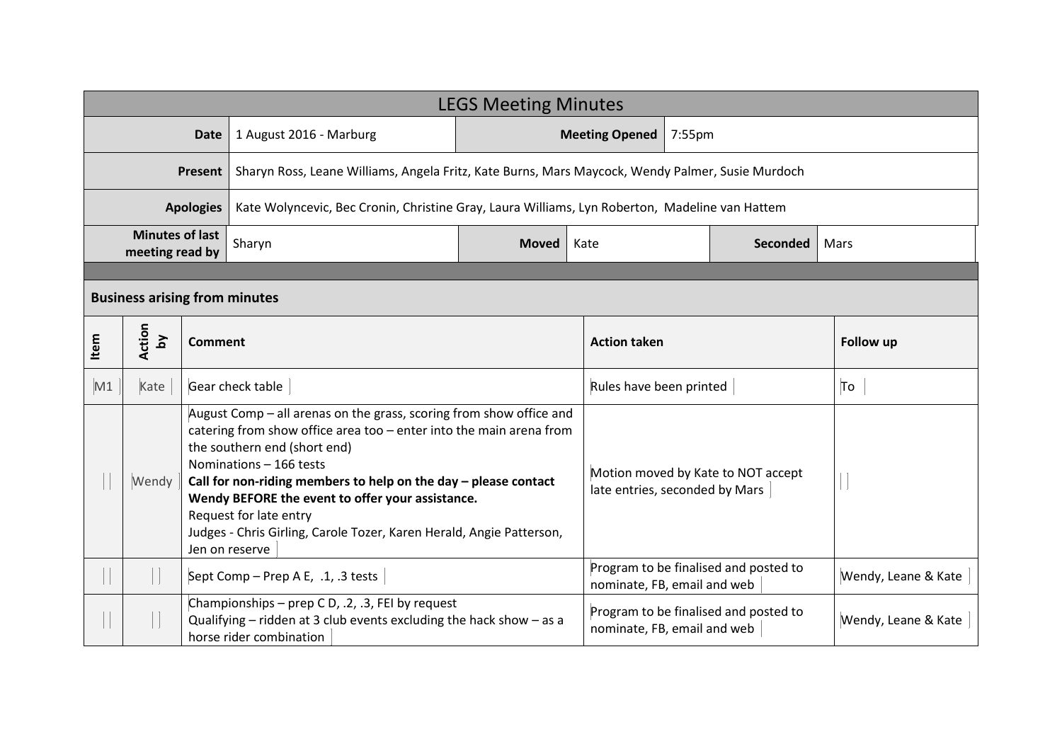# LEGS Meeting Minutes

| | | | |
|---|---|---|---|
| **Date** | 1 August 2016 - Marburg | **Meeting Opened** | 7:55pm |
| **Present** | Sharyn Ross, Leane Williams, Angela Fritz, Kate Burns, Mars Maycock, Wendy Palmer, Susie Murdoch | | |
| **Apologies** | Kate Wolyncevic, Bec Cronin, Christine Gray, Laura Williams, Lyn Roberton, Madeline van Hattem | | |

| **Minutes of last meeting read by** | Sharyn | **Moved** | Kate | **Seconded** | Mars |
|---|---|---|---|---|---|

## Business arising from minutes

| Item | Action by | Comment | Action taken | Follow up |
|---|---|---|---|---|
| M1 | Kate | Gear check table | Rules have been printed | To |
| | Wendy | August Comp – all arenas on the grass, scoring from show office and catering from show office area too – enter into the main arena from the southern end (short end)<br>Nominations – 166 tests<br>**Call for non-riding members to help on the day – please contact Wendy BEFORE the event to offer your assistance.**<br>Request for late entry<br>Judges - Chris Girling, Carole Tozer, Karen Herald, Angie Patterson, Jen on reserve | Motion moved by Kate to NOT accept late entries, seconded by Mars | |
| | | Sept Comp – Prep A E, .1, .3 tests | Program to be finalised and posted to nominate, FB, email and web | Wendy, Leane & Kate |
| | | Championships – prep C D, .2, .3, FEI by request<br>Qualifying – ridden at 3 club events excluding the hack show – as a horse rider combination | Program to be finalised and posted to nominate, FB, email and web | Wendy, Leane & Kate |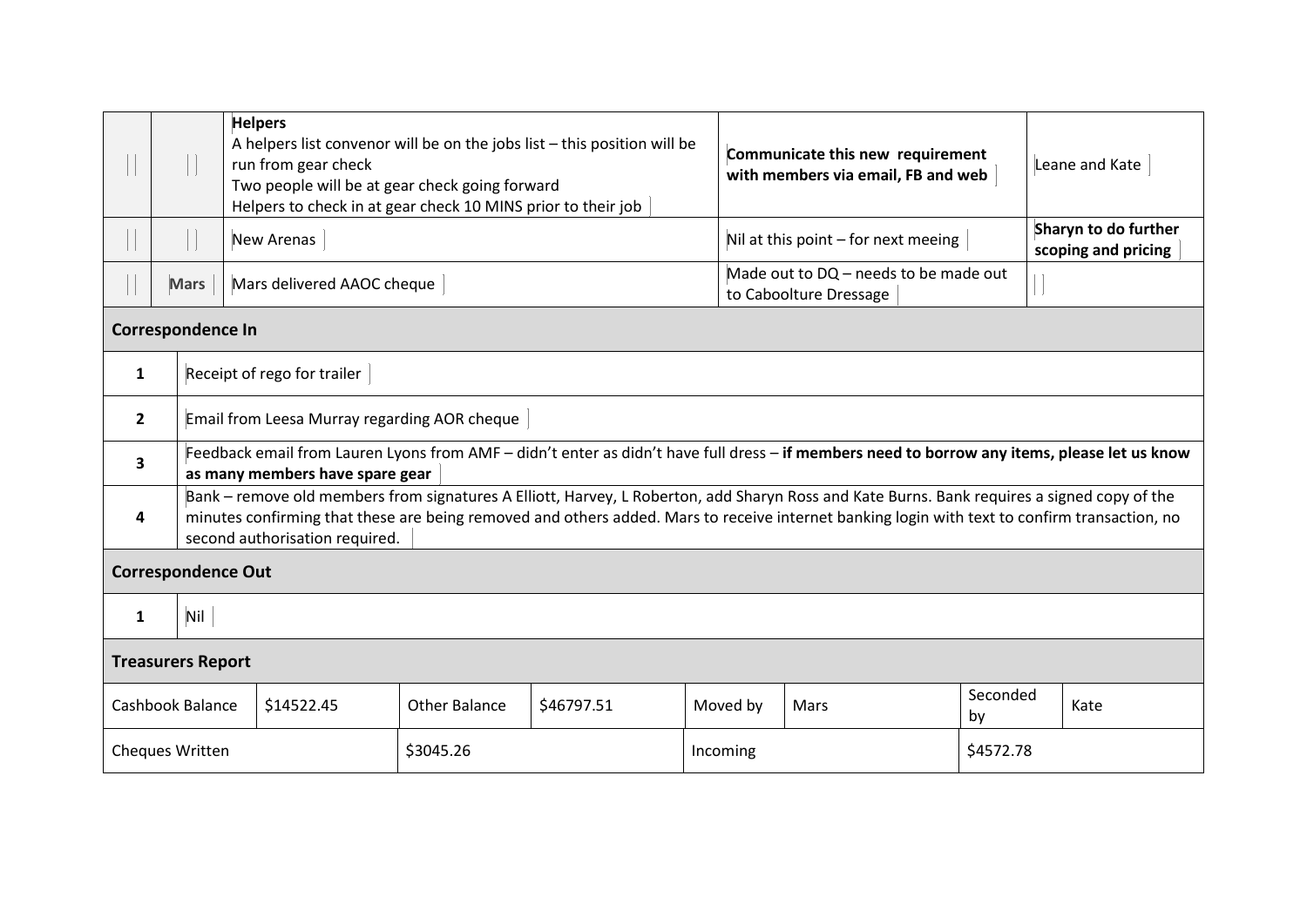| | | Item | Action | Responsible |
|---|---|---|---|---|
| | | **Helpers**<br>A helpers list convenor will be on the jobs list – this position will be run from gear check<br>Two people will be at gear check going forward<br>Helpers to check in at gear check 10 MINS prior to their job | **Communicate this new requirement with members via email, FB and web** | Leane and Kate |
| | | New Arenas | Nil at this point – for next meeing | **Sharyn to do further scoping and pricing** |
| | **Mars** | Mars delivered AAOC cheque | Made out to DQ – needs to be made out to Caboolture Dressage | |

## Correspondence In

| # | Item |
|---|---|
| **1** | Receipt of rego for trailer |
| **2** | Email from Leesa Murray regarding AOR cheque |
| **3** | Feedback email from Lauren Lyons from AMF – didn't enter as didn't have full dress – **if members need to borrow any items, please let us know as many members have spare gear** |
| **4** | Bank – remove old members from signatures A Elliott, Harvey, L Roberton, add Sharyn Ross and Kate Burns. Bank requires a signed copy of the minutes confirming that these are being removed and others added. Mars to receive internet banking login with text to confirm transaction, no second authorisation required. |

## Correspondence Out

| # | Item |
|---|---|
| **1** | Nil |

## Treasurers Report

| Cashbook Balance | $14522.45 | Other Balance | $46797.51 | Moved by | Mars | Seconded by | Kate |
|---|---|---|---|---|---|---|---|
| Cheques Written | | $3045.26 | | Incoming | | $4572.78 | |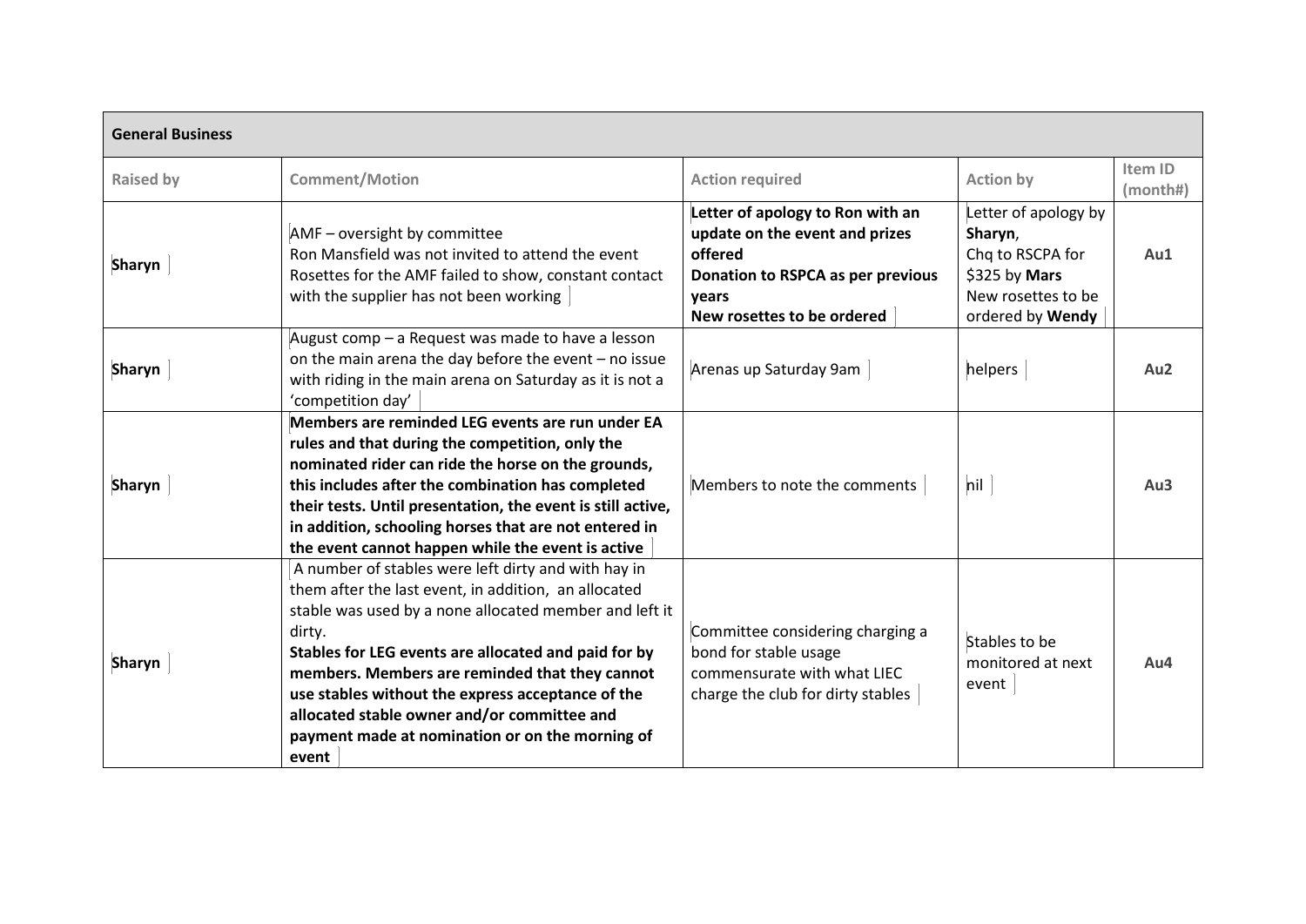| General Business | | | | |
|---|---|---|---|---|
| **Raised by** | **Comment/Motion** | **Action required** | **Action by** | **Item ID (month#)** |
| **Sharyn** | AMF – oversight by committee<br>Ron Mansfield was not invited to attend the event<br>Rosettes for the AMF failed to show, constant contact with the supplier has not been working | **Letter of apology to Ron with an update on the event and prizes offered**<br>**Donation to RSPCA as per previous years**<br>**New rosettes to be ordered** | Letter of apology by **Sharyn**,<br>Chq to RSCPA for $325 by **Mars**<br>New rosettes to be ordered by **Wendy** | **Au1** |
| **Sharyn** | August comp – a Request was made to have a lesson on the main arena the day before the event – no issue with riding in the main arena on Saturday as it is not a 'competition day' | Arenas up Saturday 9am | helpers | **Au2** |
| **Sharyn** | **Members are reminded LEG events are run under EA rules and that during the competition, only the nominated rider can ride the horse on the grounds, this includes after the combination has completed their tests. Until presentation, the event is still active, in addition, schooling horses that are not entered in the event cannot happen while the event is active** | Members to note the comments | nil | **Au3** |
| **Sharyn** | A number of stables were left dirty and with hay in them after the last event, in addition, an allocated stable was used by a none allocated member and left it dirty.<br>**Stables for LEG events are allocated and paid for by members. Members are reminded that they cannot use stables without the express acceptance of the allocated stable owner and/or committee and payment made at nomination or on the morning of event** | Committee considering charging a bond for stable usage commensurate with what LIEC charge the club for dirty stables | Stables to be monitored at next event | **Au4** |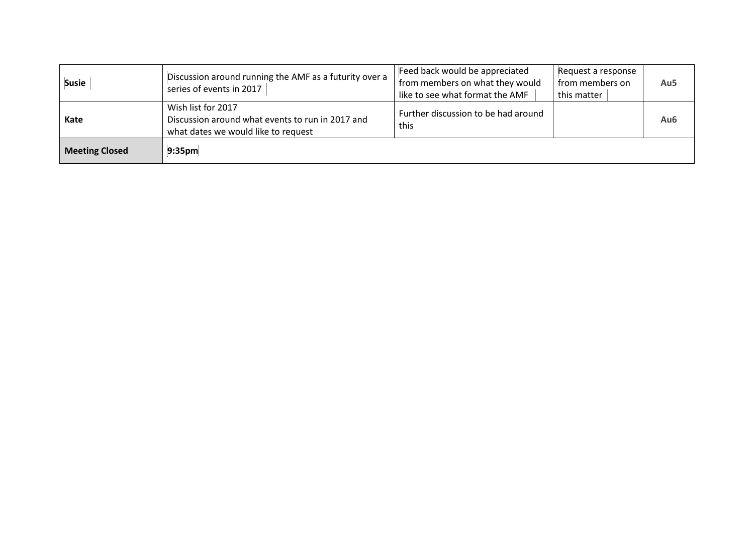| | | | | |
|---|---|---|---|---|
| **Susie** | Discussion around running the AMF as a futurity over a series of events in 2017 | Feed back would be appreciated from members on what they would like to see what format the AMF | Request a response from members on this matter | **Au5** |
| **Kate** | Wish list for 2017<br>Discussion around what events to run in 2017 and what dates we would like to request | Further discussion to be had around this | | **Au6** |
| **Meeting Closed** | **9:35pm** | | | |